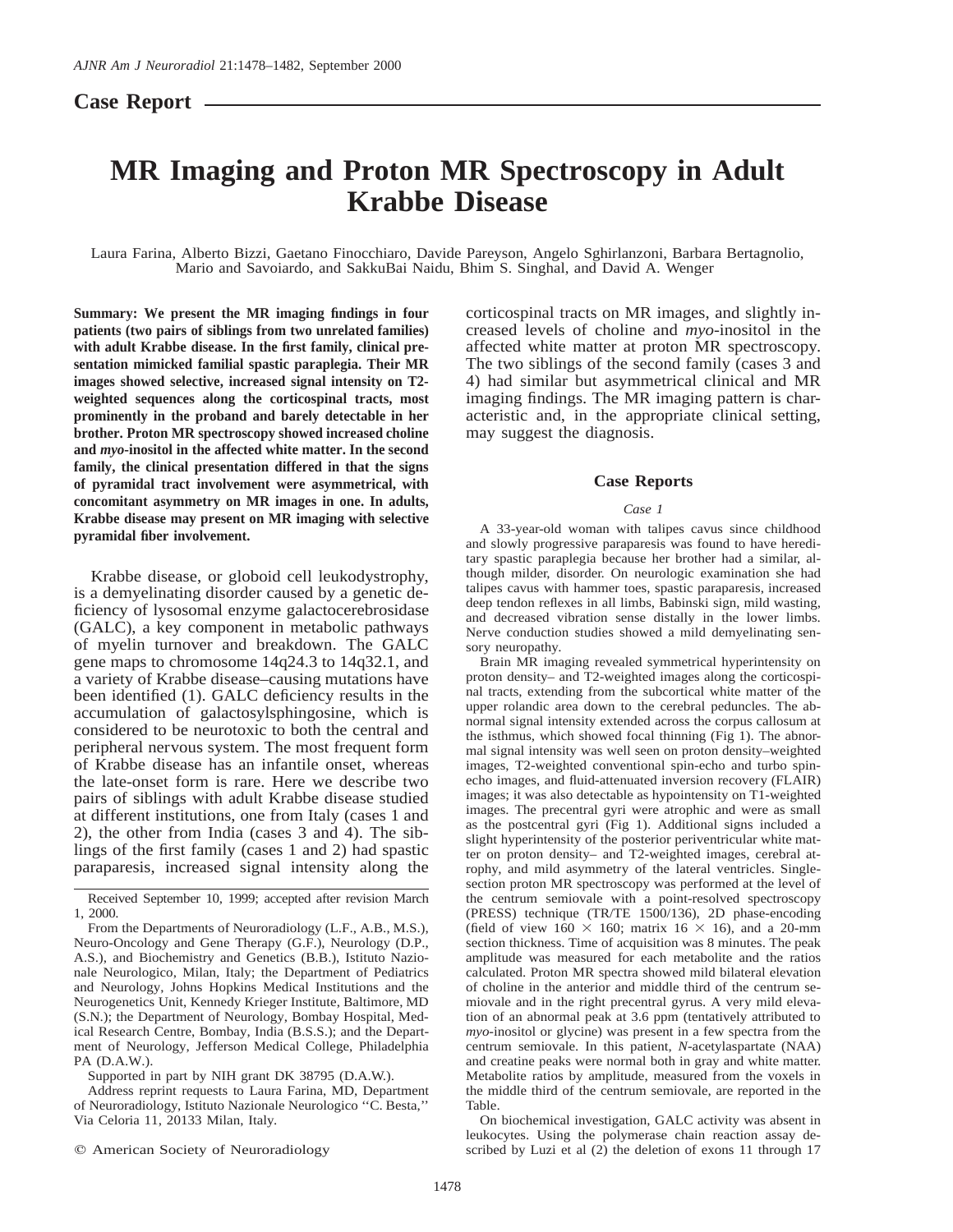## Case Report

# MR Imaging and Proton MR Spectroscopy in Adult Krabbe Disease

Laura Farina, Alberto Bizzi, Gaetano Finocchiaro, Davide Pareyson, Angelo Sghirlanzoni, Barbara Bertagnolio, Mario and Savoiardo, and SakkuBai Naidu, Bhim S. Singhal, and David A. Wenger

**Summary: We present the MR imaging findings in four patients (two pairs of siblings from two unrelated families) with adult Krabbe disease. In the first family, clinical presentation mimicked familial spastic paraplegia. Their MR images showed selective, increased signal intensity on T2-weighted sequences along the corticospinal tracts, most prominently in the proband and barely detectable in her brother. Proton MR spectroscopy showed increased choline and *myo*-inositol in the affected white matter. In the second family, the clinical presentation differed in that the signs of pyramidal tract involvement were asymmetrical, with concomitant asymmetry on MR images in one. In adults, Krabbe disease may present on MR imaging with selective pyramidal fiber involvement.**

Krabbe disease, or globoid cell leukodystrophy, is a demyelinating disorder caused by a genetic deficiency of lysosomal enzyme galactocerebrosidase (GALC), a key component in metabolic pathways of myelin turnover and breakdown. The GALC gene maps to chromosome 14q24.3 to 14q32.1, and a variety of Krabbe disease–causing mutations have been identified (1). GALC deficiency results in the accumulation of galactosylsphingosine, which is considered to be neurotoxic to both the central and peripheral nervous system. The most frequent form of Krabbe disease has an infantile onset, whereas the late-onset form is rare. Here we describe two pairs of siblings with adult Krabbe disease studied at different institutions, one from Italy (cases 1 and 2), the other from India (cases 3 and 4). The siblings of the first family (cases 1 and 2) had spastic paraparesis, increased signal intensity along the corticospinal tracts on MR images, and slightly increased levels of choline and *myo*-inositol in the affected white matter at proton MR spectroscopy. The two siblings of the second family (cases 3 and 4) had similar but asymmetrical clinical and MR imaging findings. The MR imaging pattern is characteristic and, in the appropriate clinical setting, may suggest the diagnosis.

Received September 10, 1999; accepted after revision March 1, 2000.

From the Departments of Neuroradiology (L.F., A.B., M.S.), Neuro-Oncology and Gene Therapy (G.F.), Neurology (D.P., A.S.), and Biochemistry and Genetics (B.B.), Istituto Nazionale Neurologico, Milan, Italy; the Department of Pediatrics and Neurology, Johns Hopkins Medical Institutions and the Neurogenetics Unit, Kennedy Krieger Institute, Baltimore, MD (S.N.); the Department of Neurology, Bombay Hospital, Medical Research Centre, Bombay, India (B.S.S.); and the Department of Neurology, Jefferson Medical College, Philadelphia PA (D.A.W.).

Supported in part by NIH grant DK 38795 (D.A.W.).

Address reprint requests to Laura Farina, MD, Department of Neuroradiology, Istituto Nazionale Neurologico ''C. Besta,'' Via Celoria 11, 20133 Milan, Italy.

© American Society of Neuroradiology

## Case Reports

### *Case 1*

A 33-year-old woman with talipes cavus since childhood and slowly progressive paraparesis was found to have hereditary spastic paraplegia because her brother had a similar, although milder, disorder. On neurologic examination she had talipes cavus with hammer toes, spastic paraparesis, increased deep tendon reflexes in all limbs, Babinski sign, mild wasting, and decreased vibration sense distally in the lower limbs. Nerve conduction studies showed a mild demyelinating sensory neuropathy.

Brain MR imaging revealed symmetrical hyperintensity on proton density– and T2-weighted images along the corticospinal tracts, extending from the subcortical white matter of the upper rolandic area down to the cerebral peduncles. The abnormal signal intensity extended across the corpus callosum at the isthmus, which showed focal thinning (Fig 1). The abnormal signal intensity was well seen on proton density–weighted images, T2-weighted conventional spin-echo and turbo spin-echo images, and fluid-attenuated inversion recovery (FLAIR) images; it was also detectable as hypointensity on T1-weighted images. The precentral gyri were atrophic and were as small as the postcentral gyri (Fig 1). Additional signs included a slight hyperintensity of the posterior periventricular white matter on proton density– and T2-weighted images, cerebral atrophy, and mild asymmetry of the lateral ventricles. Single-section proton MR spectroscopy was performed at the level of the centrum semiovale with a point-resolved spectroscopy (PRESS) technique (TR/TE 1500/136), 2D phase-encoding (field of view $160 \times 160$; matrix $16 \times 16$), and a 20-mm section thickness. Time of acquisition was 8 minutes. The peak amplitude was measured for each metabolite and the ratios calculated. Proton MR spectra showed mild bilateral elevation of choline in the anterior and middle third of the centrum semiovale and in the right precentral gyrus. A very mild elevation of an abnormal peak at 3.6 ppm (tentatively attributed to *myo*-inositol or glycine) was present in a few spectra from the centrum semiovale. In this patient, *N*-acetylaspartate (NAA) and creatine peaks were normal both in gray and white matter. Metabolite ratios by amplitude, measured from the voxels in the middle third of the centrum semiovale, are reported in the Table.

On biochemical investigation, GALC activity was absent in leukocytes. Using the polymerase chain reaction assay described by Luzi et al (2) the deletion of exons 11 through 17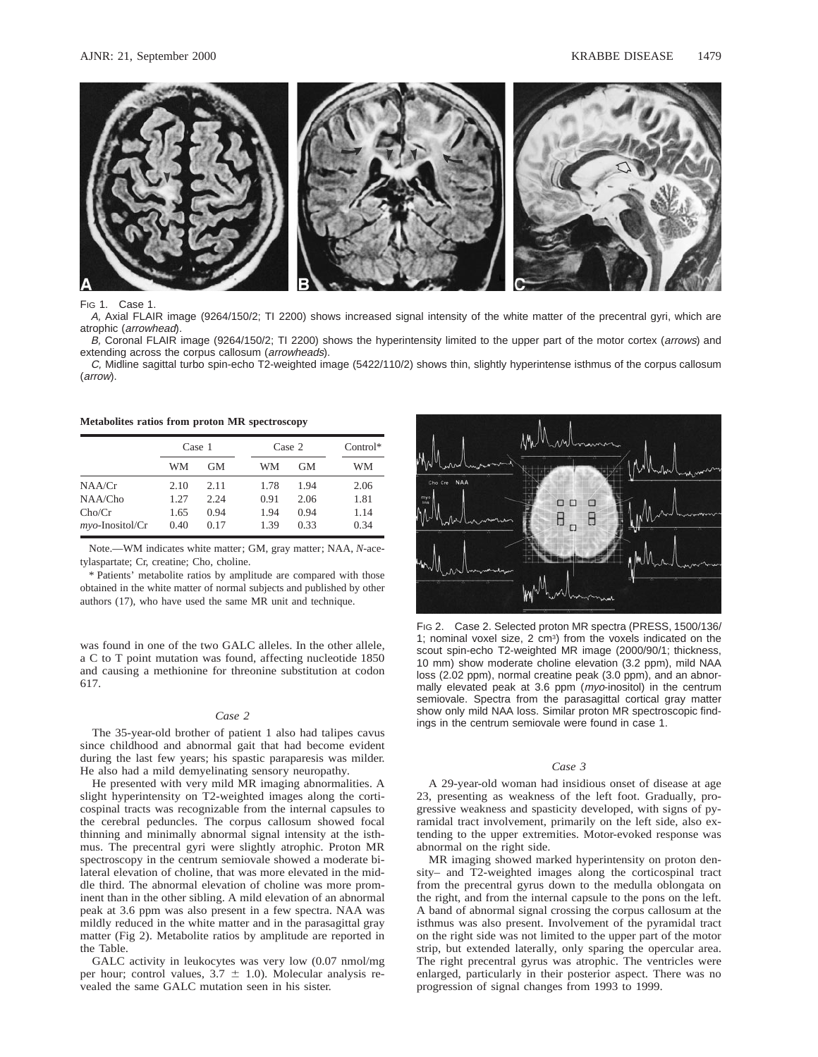FIG 1. Case 1.

*A,* Axial FLAIR image (9264/150/2; TI 2200) shows increased signal intensity of the white matter of the precentral gyri, which are atrophic (*arrowhead*).

*B,* Coronal FLAIR image (9264/150/2; TI 2200) shows the hyperintensity limited to the upper part of the motor cortex (*arrows*) and extending across the corpus callosum (*arrowheads*).

*C,* Midline sagittal turbo spin-echo T2-weighted image (5422/110/2) shows thin, slightly hyperintense isthmus of the corpus callosum (*arrow*).

**Metabolites ratios from proton MR spectroscopy**

| | Case 1 | | Case 2 | | Control* |
|---|---|---|---|---|---|
| | WM | GM | WM | GM | WM |
| NAA/Cr | 2.10 | 2.11 | 1.78 | 1.94 | 2.06 |
| NAA/Cho | 1.27 | 2.24 | 0.91 | 2.06 | 1.81 |
| Cho/Cr | 1.65 | 0.94 | 1.94 | 0.94 | 1.14 |
| *myo*-Inositol/Cr | 0.40 | 0.17 | 1.39 | 0.33 | 0.34 |

Note.—WM indicates white matter; GM, gray matter; NAA, *N*-acetylaspartate; Cr, creatine; Cho, choline.

\* Patients' metabolite ratios by amplitude are compared with those obtained in the white matter of normal subjects and published by other authors (17), who have used the same MR unit and technique.

was found in one of the two GALC alleles. In the other allele, a C to T point mutation was found, affecting nucleotide 1850 and causing a methionine for threonine substitution at codon 617.

### *Case 2*

The 35-year-old brother of patient 1 also had talipes cavus since childhood and abnormal gait that had become evident during the last few years; his spastic paraparesis was milder. He also had a mild demyelinating sensory neuropathy.

He presented with very mild MR imaging abnormalities. A slight hyperintensity on T2-weighted images along the corticospinal tracts was recognizable from the internal capsules to the cerebral peduncles. The corpus callosum showed focal thinning and minimally abnormal signal intensity at the isthmus. The precentral gyri were slightly atrophic. Proton MR spectroscopy in the centrum semiovale showed a moderate bilateral elevation of choline, that was more elevated in the middle third. The abnormal elevation of choline was more prominent than in the other sibling. A mild elevation of an abnormal peak at 3.6 ppm was also present in a few spectra. NAA was mildly reduced in the white matter and in the parasagittal gray matter (Fig 2). Metabolite ratios by amplitude are reported in the Table.

GALC activity in leukocytes was very low (0.07 nmol/mg per hour; control values, 3.7 ± 1.0). Molecular analysis revealed the same GALC mutation seen in his sister.

FIG 2. Case 2. Selected proton MR spectra (PRESS, 1500/136/1; nominal voxel size, 2 $cm^3$) from the voxels indicated on the scout spin-echo T2-weighted MR image (2000/90/1; thickness, 10 mm) show moderate choline elevation (3.2 ppm), mild NAA loss (2.02 ppm), normal creatine peak (3.0 ppm), and an abnormally elevated peak at 3.6 ppm (*myo*-inositol) in the centrum semiovale. Spectra from the parasagittal cortical gray matter show only mild NAA loss. Similar proton MR spectroscopic findings in the centrum semiovale were found in case 1.

### *Case 3*

A 29-year-old woman had insidious onset of disease at age 23, presenting as weakness of the left foot. Gradually, progressive weakness and spasticity developed, with signs of pyramidal tract involvement, primarily on the left side, also extending to the upper extremities. Motor-evoked response was abnormal on the right side.

MR imaging showed marked hyperintensity on proton density– and T2-weighted images along the corticospinal tract from the precentral gyrus down to the medulla oblongata on the right, and from the internal capsule to the pons on the left. A band of abnormal signal crossing the corpus callosum at the isthmus was also present. Involvement of the pyramidal tract on the right side was not limited to the upper part of the motor strip, but extended laterally, only sparing the opercular area. The right precentral gyrus was atrophic. The ventricles were enlarged, particularly in their posterior aspect. There was no progression of signal changes from 1993 to 1999.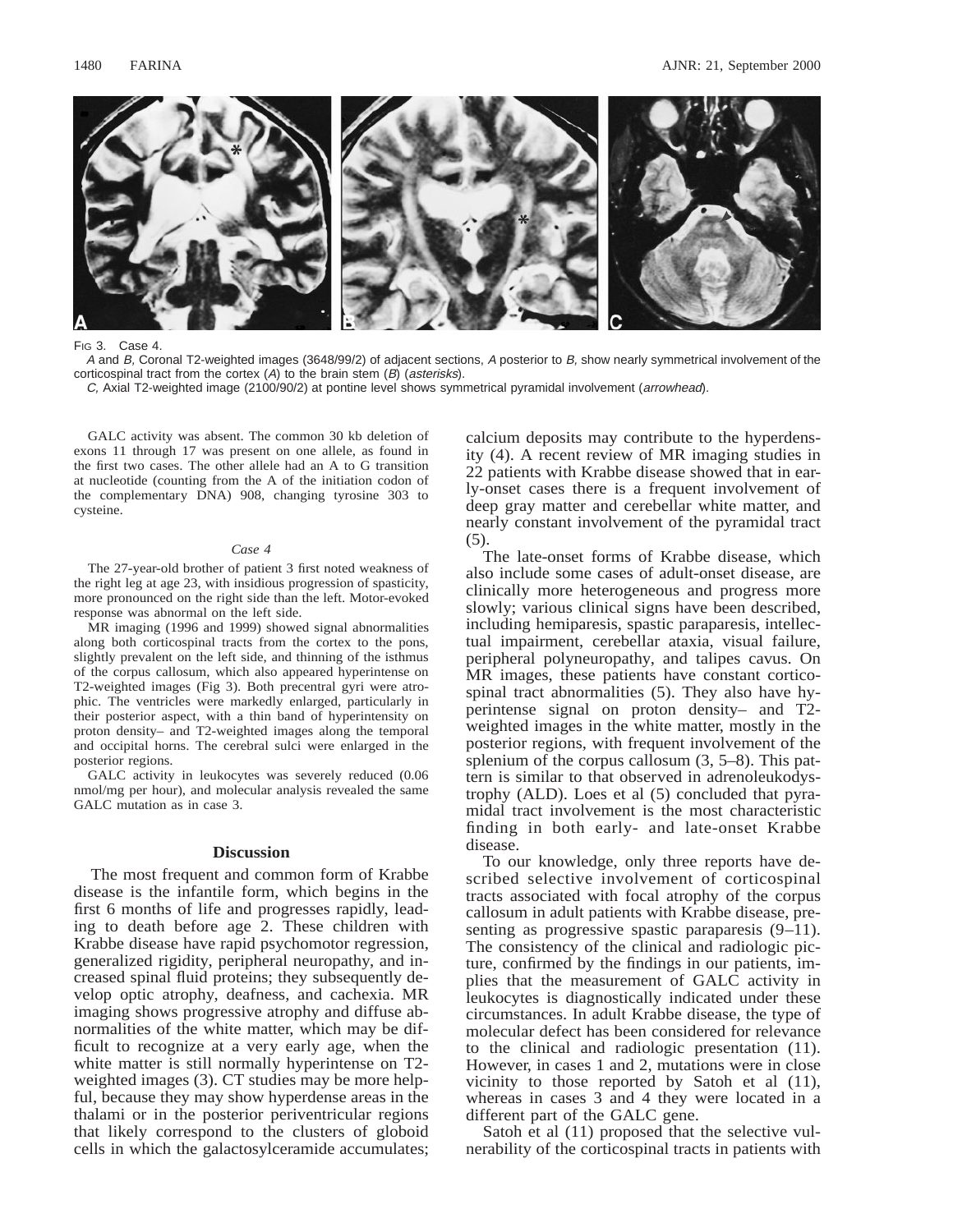Fig 3. Case 4.

*A* and *B*, Coronal T2-weighted images (3648/99/2) of adjacent sections, *A* posterior to *B*, show nearly symmetrical involvement of the corticospinal tract from the cortex (*A*) to the brain stem (*B*) (*asterisks*).

*C*, Axial T2-weighted image (2100/90/2) at pontine level shows symmetrical pyramidal involvement (*arrowhead*).

GALC activity was absent. The common 30 kb deletion of exons 11 through 17 was present on one allele, as found in the first two cases. The other allele had an A to G transition at nucleotide (counting from the A of the initiation codon of the complementary DNA) 908, changing tyrosine 303 to cysteine.

*Case 4*

The 27-year-old brother of patient 3 first noted weakness of the right leg at age 23, with insidious progression of spasticity, more pronounced on the right side than the left. Motor-evoked response was abnormal on the left side.

MR imaging (1996 and 1999) showed signal abnormalities along both corticospinal tracts from the cortex to the pons, slightly prevalent on the left side, and thinning of the isthmus of the corpus callosum, which also appeared hyperintense on T2-weighted images (Fig 3). Both precentral gyri were atrophic. The ventricles were markedly enlarged, particularly in their posterior aspect, with a thin band of hyperintensity on proton density– and T2-weighted images along the temporal and occipital horns. The cerebral sulci were enlarged in the posterior regions.

GALC activity in leukocytes was severely reduced (0.06 nmol/mg per hour), and molecular analysis revealed the same GALC mutation as in case 3.

## Discussion

The most frequent and common form of Krabbe disease is the infantile form, which begins in the first 6 months of life and progresses rapidly, leading to death before age 2. These children with Krabbe disease have rapid psychomotor regression, generalized rigidity, peripheral neuropathy, and increased spinal fluid proteins; they subsequently develop optic atrophy, deafness, and cachexia. MR imaging shows progressive atrophy and diffuse abnormalities of the white matter, which may be difficult to recognize at a very early age, when the white matter is still normally hyperintense on T2-weighted images (3). CT studies may be more helpful, because they may show hyperdense areas in the thalami or in the posterior periventricular regions that likely correspond to the clusters of globoid cells in which the galactosylceramide accumulates; calcium deposits may contribute to the hyperdensity (4). A recent review of MR imaging studies in 22 patients with Krabbe disease showed that in early-onset cases there is a frequent involvement of deep gray matter and cerebellar white matter, and nearly constant involvement of the pyramidal tract (5).

The late-onset forms of Krabbe disease, which also include some cases of adult-onset disease, are clinically more heterogeneous and progress more slowly; various clinical signs have been described, including hemiparesis, spastic paraparesis, intellectual impairment, cerebellar ataxia, visual failure, peripheral polyneuropathy, and talipes cavus. On MR images, these patients have constant corticospinal tract abnormalities (5). They also have hyperintense signal on proton density– and T2-weighted images in the white matter, mostly in the posterior regions, with frequent involvement of the splenium of the corpus callosum (3, 5–8). This pattern is similar to that observed in adrenoleukodystrophy (ALD). Loes et al (5) concluded that pyramidal tract involvement is the most characteristic finding in both early- and late-onset Krabbe disease.

To our knowledge, only three reports have described selective involvement of corticospinal tracts associated with focal atrophy of the corpus callosum in adult patients with Krabbe disease, presenting as progressive spastic paraparesis (9–11). The consistency of the clinical and radiologic picture, confirmed by the findings in our patients, implies that the measurement of GALC activity in leukocytes is diagnostically indicated under these circumstances. In adult Krabbe disease, the type of molecular defect has been considered for relevance to the clinical and radiologic presentation (11). However, in cases 1 and 2, mutations were in close vicinity to those reported by Satoh et al (11), whereas in cases 3 and 4 they were located in a different part of the GALC gene.

Satoh et al (11) proposed that the selective vulnerability of the corticospinal tracts in patients with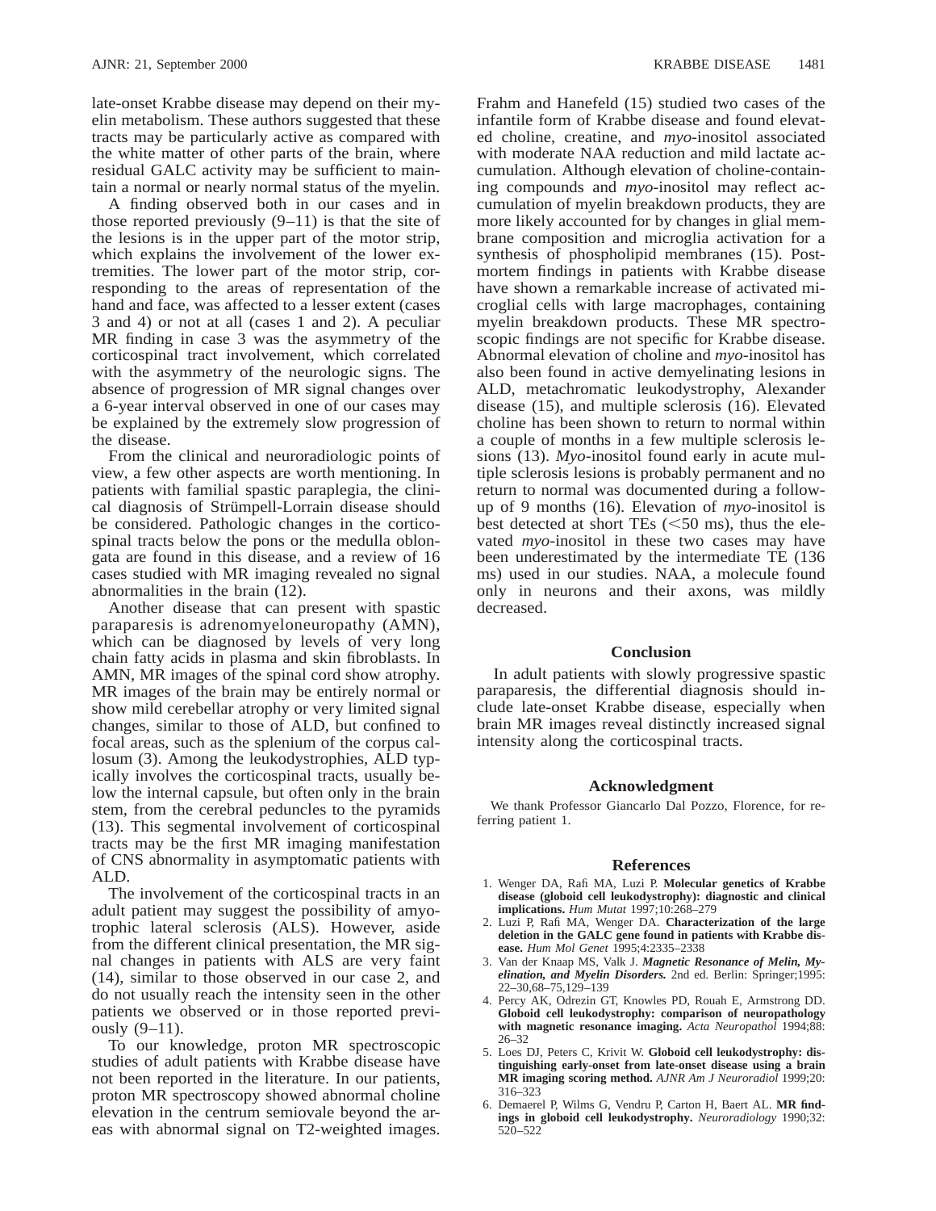late-onset Krabbe disease may depend on their myelin metabolism. These authors suggested that these tracts may be particularly active as compared with the white matter of other parts of the brain, where residual GALC activity may be sufficient to maintain a normal or nearly normal status of the myelin.

A finding observed both in our cases and in those reported previously (9–11) is that the site of the lesions is in the upper part of the motor strip, which explains the involvement of the lower extremities. The lower part of the motor strip, corresponding to the areas of representation of the hand and face, was affected to a lesser extent (cases 3 and 4) or not at all (cases 1 and 2). A peculiar MR finding in case 3 was the asymmetry of the corticospinal tract involvement, which correlated with the asymmetry of the neurologic signs. The absence of progression of MR signal changes over a 6-year interval observed in one of our cases may be explained by the extremely slow progression of the disease.

From the clinical and neuroradiologic points of view, a few other aspects are worth mentioning. In patients with familial spastic paraplegia, the clinical diagnosis of Strümpell-Lorrain disease should be considered. Pathologic changes in the corticospinal tracts below the pons or the medulla oblongata are found in this disease, and a review of 16 cases studied with MR imaging revealed no signal abnormalities in the brain (12).

Another disease that can present with spastic paraparesis is adrenomyeloneuropathy (AMN), which can be diagnosed by levels of very long chain fatty acids in plasma and skin fibroblasts. In AMN, MR images of the spinal cord show atrophy. MR images of the brain may be entirely normal or show mild cerebellar atrophy or very limited signal changes, similar to those of ALD, but confined to focal areas, such as the splenium of the corpus callosum (3). Among the leukodystrophies, ALD typically involves the corticospinal tracts, usually below the internal capsule, but often only in the brain stem, from the cerebral peduncles to the pyramids (13). This segmental involvement of corticospinal tracts may be the first MR imaging manifestation of CNS abnormality in asymptomatic patients with ALD.

The involvement of the corticospinal tracts in an adult patient may suggest the possibility of amyotrophic lateral sclerosis (ALS). However, aside from the different clinical presentation, the MR signal changes in patients with ALS are very faint (14), similar to those observed in our case 2, and do not usually reach the intensity seen in the other patients we observed or in those reported previously (9–11).

To our knowledge, proton MR spectroscopic studies of adult patients with Krabbe disease have not been reported in the literature. In our patients, proton MR spectroscopy showed abnormal choline elevation in the centrum semiovale beyond the areas with abnormal signal on T2-weighted images. Frahm and Hanefeld (15) studied two cases of the infantile form of Krabbe disease and found elevated choline, creatine, and *myo*-inositol associated with moderate NAA reduction and mild lactate accumulation. Although elevation of choline-containing compounds and *myo*-inositol may reflect accumulation of myelin breakdown products, they are more likely accounted for by changes in glial membrane composition and microglia activation for a synthesis of phospholipid membranes (15). Postmortem findings in patients with Krabbe disease have shown a remarkable increase of activated microglial cells with large macrophages, containing myelin breakdown products. These MR spectroscopic findings are not specific for Krabbe disease. Abnormal elevation of choline and *myo*-inositol has also been found in active demyelinating lesions in ALD, metachromatic leukodystrophy, Alexander disease (15), and multiple sclerosis (16). Elevated choline has been shown to return to normal within a couple of months in a few multiple sclerosis lesions (13). *Myo*-inositol found early in acute multiple sclerosis lesions is probably permanent and no return to normal was documented during a follow-up of 9 months (16). Elevation of *myo*-inositol is best detected at short TEs (<50 ms), thus the elevated *myo*-inositol in these two cases may have been underestimated by the intermediate TE (136 ms) used in our studies. NAA, a molecule found only in neurons and their axons, was mildly decreased.

## Conclusion

In adult patients with slowly progressive spastic paraparesis, the differential diagnosis should include late-onset Krabbe disease, especially when brain MR images reveal distinctly increased signal intensity along the corticospinal tracts.

## Acknowledgment

We thank Professor Giancarlo Dal Pozzo, Florence, for referring patient 1.

## References

1. Wenger DA, Rafi MA, Luzi P. **Molecular genetics of Krabbe disease (globoid cell leukodystrophy): diagnostic and clinical implications.** *Hum Mutat* 1997;10:268–279
2. Luzi P, Rafi MA, Wenger DA. **Characterization of the large deletion in the GALC gene found in patients with Krabbe disease.** *Hum Mol Genet* 1995;4:2335–2338
3. Van der Knaap MS, Valk J. ***Magnetic Resonance of Melin, Myelination, and Myelin Disorders.*** 2nd ed. Berlin: Springer;1995: 22–30,68–75,129–139
4. Percy AK, Odrezin GT, Knowles PD, Rouah E, Armstrong DD. **Globoid cell leukodystrophy: comparison of neuropathology with magnetic resonance imaging.** *Acta Neuropathol* 1994;88: 26–32
5. Loes DJ, Peters C, Krivit W. **Globoid cell leukodystrophy: distinguishing early-onset from late-onset disease using a brain MR imaging scoring method.** *AJNR Am J Neuroradiol* 1999;20: 316–323
6. Demaerel P, Wilms G, Vendru P, Carton H, Baert AL. **MR findings in globoid cell leukodystrophy.** *Neuroradiology* 1990;32: 520–522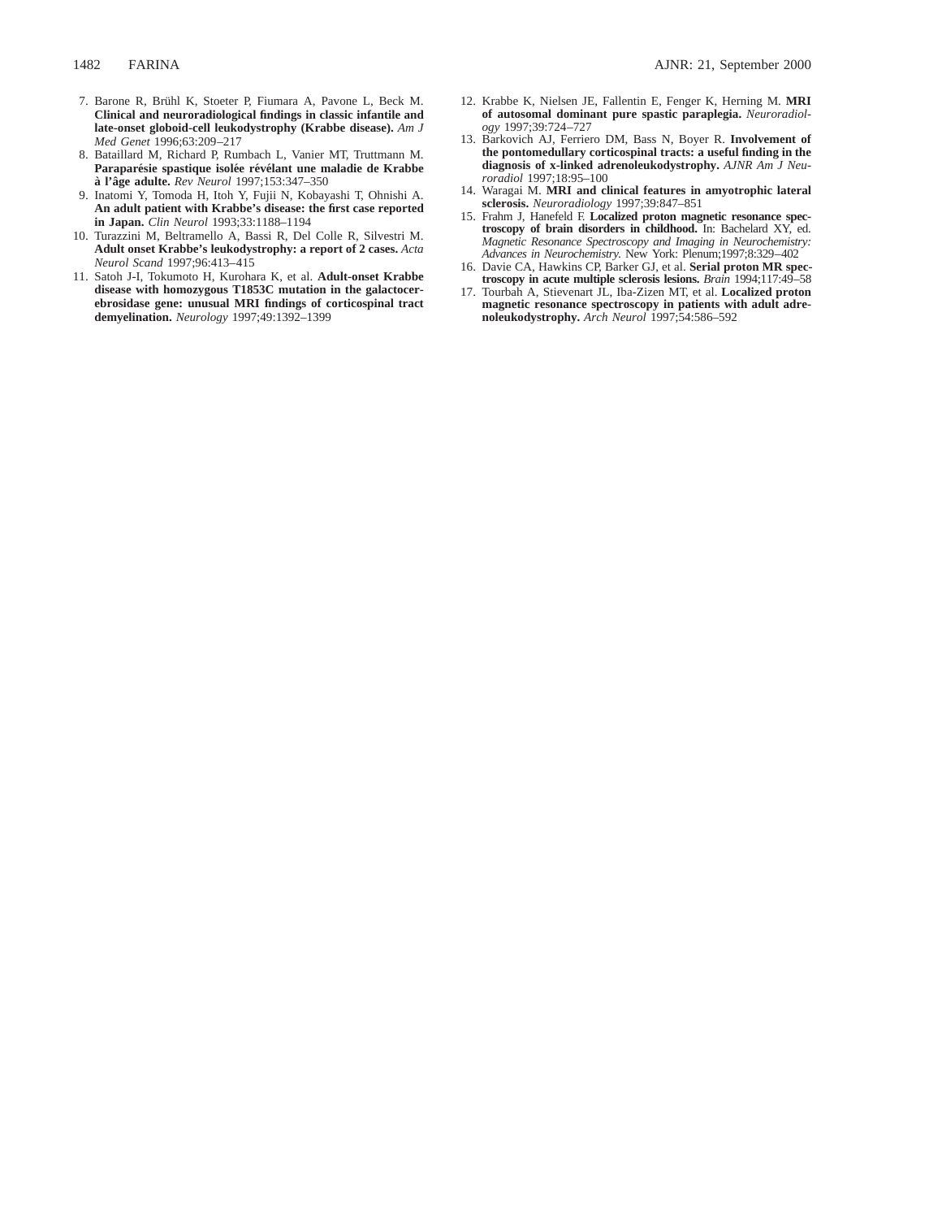7. Barone R, Brühl K, Stoeter P, Fiumara A, Pavone L, Beck M. **Clinical and neuroradiological findings in classic infantile and late-onset globoid-cell leukodystrophy (Krabbe disease).** *Am J Med Genet* 1996;63:209–217
8. Bataillard M, Richard P, Rumbach L, Vanier MT, Truttmann M. **Paraparésie spastique isolée révélant une maladie de Krabbe à l'âge adulte.** *Rev Neurol* 1997;153:347–350
9. Inatomi Y, Tomoda H, Itoh Y, Fujii N, Kobayashi T, Ohnishi A. **An adult patient with Krabbe's disease: the first case reported in Japan.** *Clin Neurol* 1993;33:1188–1194
10. Turazzini M, Beltramello A, Bassi R, Del Colle R, Silvestri M. **Adult onset Krabbe's leukodystrophy: a report of 2 cases.** *Acta Neurol Scand* 1997;96:413–415
11. Satoh J-I, Tokumoto H, Kurohara K, et al. **Adult-onset Krabbe disease with homozygous T1853C mutation in the galactocerebrosidase gene: unusual MRI findings of corticospinal tract demyelination.** *Neurology* 1997;49:1392–1399
12. Krabbe K, Nielsen JE, Fallentin E, Fenger K, Herning M. **MRI of autosomal dominant pure spastic paraplegia.** *Neuroradiology* 1997;39:724–727
13. Barkovich AJ, Ferriero DM, Bass N, Boyer R. **Involvement of the pontomedullary corticospinal tracts: a useful finding in the diagnosis of x-linked adrenoleukodystrophy.** *AJNR Am J Neuroradiol* 1997;18:95–100
14. Waragai M. **MRI and clinical features in amyotrophic lateral sclerosis.** *Neuroradiology* 1997;39:847–851
15. Frahm J, Hanefeld F. **Localized proton magnetic resonance spectroscopy of brain disorders in childhood.** In: Bachelard XY, ed. *Magnetic Resonance Spectroscopy and Imaging in Neurochemistry: Advances in Neurochemistry.* New York: Plenum;1997;8:329–402
16. Davie CA, Hawkins CP, Barker GJ, et al. **Serial proton MR spectroscopy in acute multiple sclerosis lesions.** *Brain* 1994;117:49–58
17. Tourbah A, Stievenart JL, Iba-Zizen MT, et al. **Localized proton magnetic resonance spectroscopy in patients with adult adrenoleukodystrophy.** *Arch Neurol* 1997;54:586–592